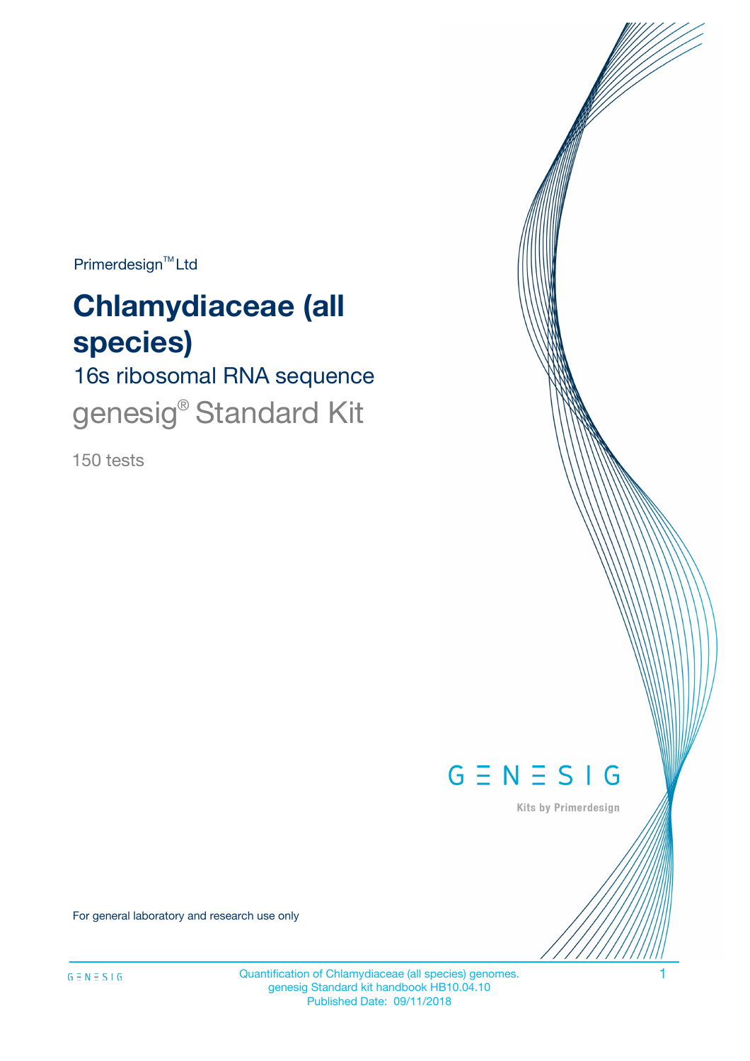Primerdesign™ Ltd

# Chlamydiaceae (all species)

## 16s ribosomal RNA sequence

genesig® Standard Kit

150 tests

GENESIG

Kits by Primerdesign

For general laboratory and research use only

Quantification of Chlamydiaceae (all species) genomes.
genesig Standard kit handbook HB10.04.10
Published Date: 09/11/2018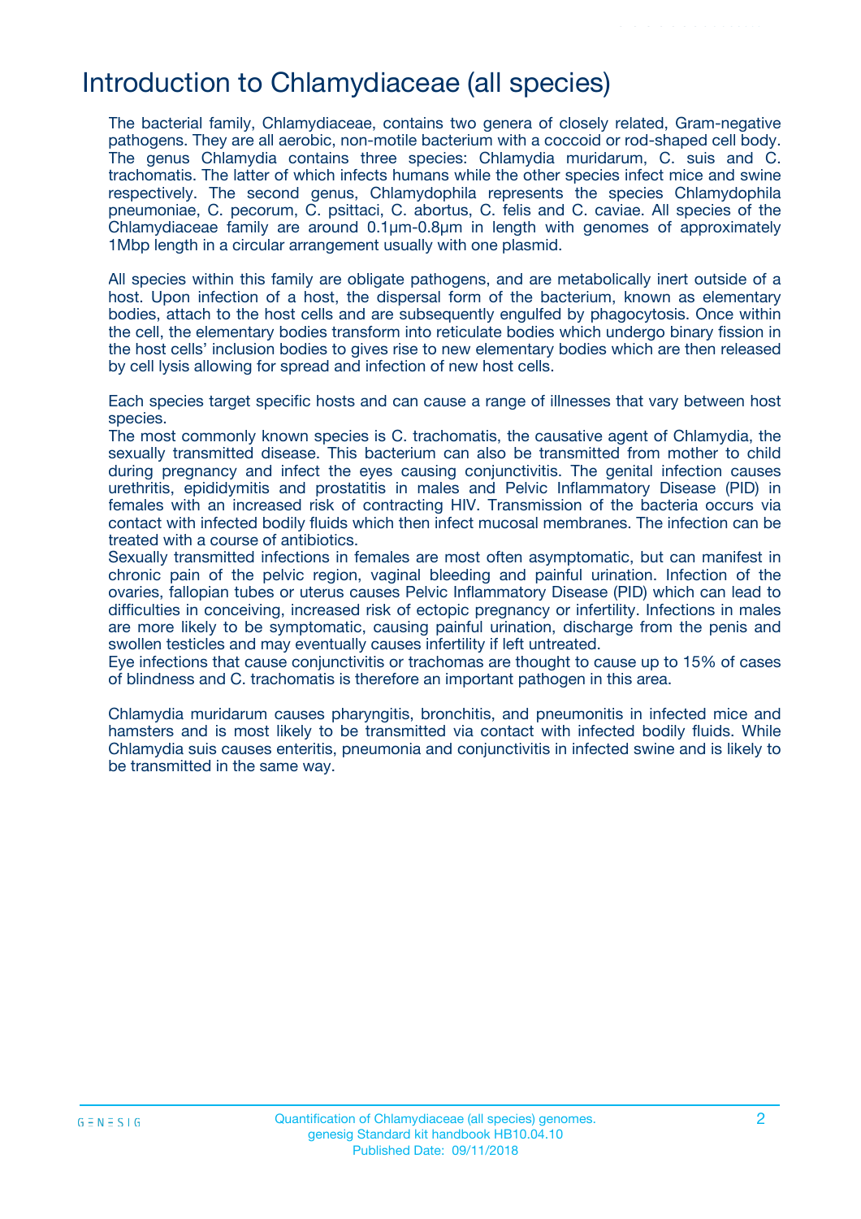# Introduction to Chlamydiaceae (all species)

The bacterial family, Chlamydiaceae, contains two genera of closely related, Gram-negative pathogens. They are all aerobic, non-motile bacterium with a coccoid or rod-shaped cell body. The genus Chlamydia contains three species: Chlamydia muridarum, C. suis and C. trachomatis. The latter of which infects humans while the other species infect mice and swine respectively. The second genus, Chlamydophila represents the species Chlamydophila pneumoniae, C. pecorum, C. psittaci, C. abortus, C. felis and C. caviae. All species of the Chlamydiaceae family are around 0.1µm-0.8µm in length with genomes of approximately 1Mbp length in a circular arrangement usually with one plasmid.

All species within this family are obligate pathogens, and are metabolically inert outside of a host. Upon infection of a host, the dispersal form of the bacterium, known as elementary bodies, attach to the host cells and are subsequently engulfed by phagocytosis. Once within the cell, the elementary bodies transform into reticulate bodies which undergo binary fission in the host cells' inclusion bodies to gives rise to new elementary bodies which are then released by cell lysis allowing for spread and infection of new host cells.

Each species target specific hosts and can cause a range of illnesses that vary between host species.
The most commonly known species is C. trachomatis, the causative agent of Chlamydia, the sexually transmitted disease. This bacterium can also be transmitted from mother to child during pregnancy and infect the eyes causing conjunctivitis. The genital infection causes urethritis, epididymitis and prostatitis in males and Pelvic Inflammatory Disease (PID) in females with an increased risk of contracting HIV. Transmission of the bacteria occurs via contact with infected bodily fluids which then infect mucosal membranes. The infection can be treated with a course of antibiotics.
Sexually transmitted infections in females are most often asymptomatic, but can manifest in chronic pain of the pelvic region, vaginal bleeding and painful urination. Infection of the ovaries, fallopian tubes or uterus causes Pelvic Inflammatory Disease (PID) which can lead to difficulties in conceiving, increased risk of ectopic pregnancy or infertility. Infections in males are more likely to be symptomatic, causing painful urination, discharge from the penis and swollen testicles and may eventually causes infertility if left untreated.
Eye infections that cause conjunctivitis or trachomas are thought to cause up to 15% of cases of blindness and C. trachomatis is therefore an important pathogen in this area.

Chlamydia muridarum causes pharyngitis, bronchitis, and pneumonitis in infected mice and hamsters and is most likely to be transmitted via contact with infected bodily fluids. While Chlamydia suis causes enteritis, pneumonia and conjunctivitis in infected swine and is likely to be transmitted in the same way.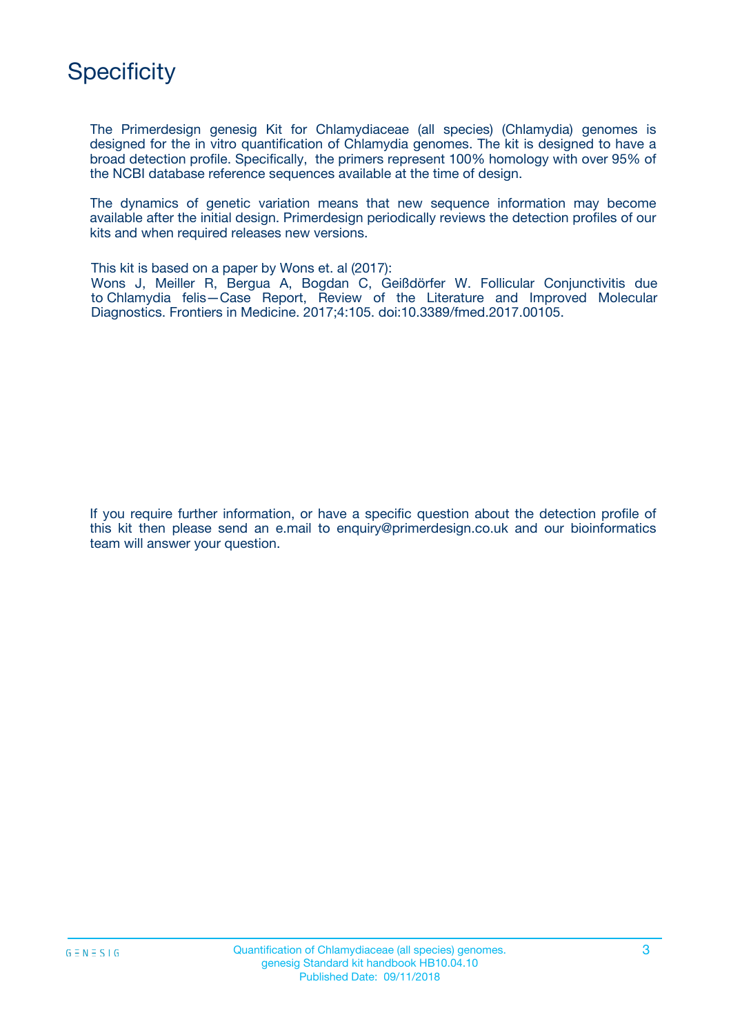# Specificity

The Primerdesign genesig Kit for Chlamydiaceae (all species) (Chlamydia) genomes is designed for the in vitro quantification of Chlamydia genomes. The kit is designed to have a broad detection profile. Specifically, the primers represent 100% homology with over 95% of the NCBI database reference sequences available at the time of design.

The dynamics of genetic variation means that new sequence information may become available after the initial design. Primerdesign periodically reviews the detection profiles of our kits and when required releases new versions.

This kit is based on a paper by Wons et. al (2017):
Wons J, Meiller R, Bergua A, Bogdan C, Geißdörfer W. Follicular Conjunctivitis due to Chlamydia felis—Case Report, Review of the Literature and Improved Molecular Diagnostics. Frontiers in Medicine. 2017;4:105. doi:10.3389/fmed.2017.00105.

If you require further information, or have a specific question about the detection profile of this kit then please send an e.mail to enquiry@primerdesign.co.uk and our bioinformatics team will answer your question.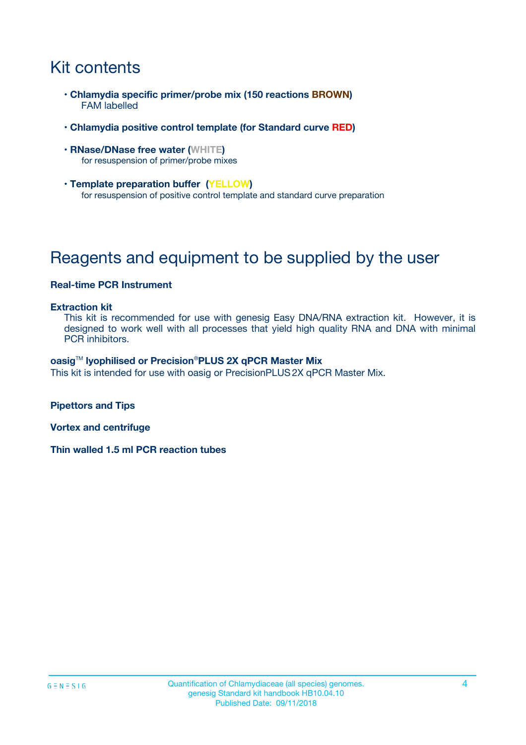# Kit contents

- **Chlamydia specific primer/probe mix (150 reactions BROWN)**
  FAM labelled

- **Chlamydia positive control template (for Standard curve RED)**

- **RNase/DNase free water (WHITE)**
  for resuspension of primer/probe mixes

- **Template preparation buffer (YELLOW)**
  for resuspension of positive control template and standard curve preparation

# Reagents and equipment to be supplied by the user

**Real-time PCR Instrument**

**Extraction kit**

This kit is recommended for use with genesig Easy DNA/RNA extraction kit. However, it is designed to work well with all processes that yield high quality RNA and DNA with minimal PCR inhibitors.

**oasig™ lyophilised or Precision®PLUS 2X qPCR Master Mix**

This kit is intended for use with oasig or PrecisionPLUS 2X qPCR Master Mix.

**Pipettors and Tips**

**Vortex and centrifuge**

**Thin walled 1.5 ml PCR reaction tubes**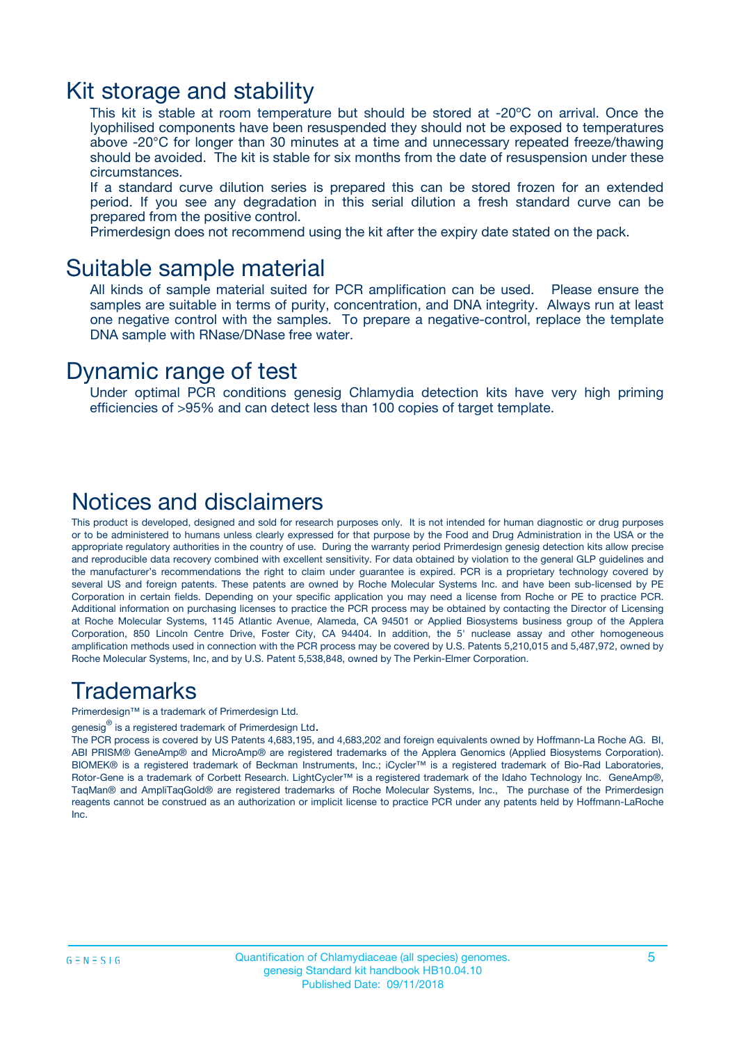## Kit storage and stability

This kit is stable at room temperature but should be stored at -20ºC on arrival. Once the lyophilised components have been resuspended they should not be exposed to temperatures above -20°C for longer than 30 minutes at a time and unnecessary repeated freeze/thawing should be avoided. The kit is stable for six months from the date of resuspension under these circumstances.

If a standard curve dilution series is prepared this can be stored frozen for an extended period. If you see any degradation in this serial dilution a fresh standard curve can be prepared from the positive control.

Primerdesign does not recommend using the kit after the expiry date stated on the pack.

## Suitable sample material

All kinds of sample material suited for PCR amplification can be used. Please ensure the samples are suitable in terms of purity, concentration, and DNA integrity. Always run at least one negative control with the samples. To prepare a negative-control, replace the template DNA sample with RNase/DNase free water.

## Dynamic range of test

Under optimal PCR conditions genesig Chlamydia detection kits have very high priming efficiencies of >95% and can detect less than 100 copies of target template.

## Notices and disclaimers

This product is developed, designed and sold for research purposes only. It is not intended for human diagnostic or drug purposes or to be administered to humans unless clearly expressed for that purpose by the Food and Drug Administration in the USA or the appropriate regulatory authorities in the country of use. During the warranty period Primerdesign genesig detection kits allow precise and reproducible data recovery combined with excellent sensitivity. For data obtained by violation to the general GLP guidelines and the manufacturer's recommendations the right to claim under guarantee is expired. PCR is a proprietary technology covered by several US and foreign patents. These patents are owned by Roche Molecular Systems Inc. and have been sub-licensed by PE Corporation in certain fields. Depending on your specific application you may need a license from Roche or PE to practice PCR. Additional information on purchasing licenses to practice the PCR process may be obtained by contacting the Director of Licensing at Roche Molecular Systems, 1145 Atlantic Avenue, Alameda, CA 94501 or Applied Biosystems business group of the Applera Corporation, 850 Lincoln Centre Drive, Foster City, CA 94404. In addition, the 5' nuclease assay and other homogeneous amplification methods used in connection with the PCR process may be covered by U.S. Patents 5,210,015 and 5,487,972, owned by Roche Molecular Systems, Inc, and by U.S. Patent 5,538,848, owned by The Perkin-Elmer Corporation.

## Trademarks

Primerdesign™ is a trademark of Primerdesign Ltd.

genesig® is a registered trademark of Primerdesign Ltd.

The PCR process is covered by US Patents 4,683,195, and 4,683,202 and foreign equivalents owned by Hoffmann-La Roche AG. BI, ABI PRISM® GeneAmp® and MicroAmp® are registered trademarks of the Applera Genomics (Applied Biosystems Corporation). BIOMEK® is a registered trademark of Beckman Instruments, Inc.; iCycler™ is a registered trademark of Bio-Rad Laboratories, Rotor-Gene is a trademark of Corbett Research. LightCycler™ is a registered trademark of the Idaho Technology Inc. GeneAmp®, TaqMan® and AmpliTaqGold® are registered trademarks of Roche Molecular Systems, Inc., The purchase of the Primerdesign reagents cannot be construed as an authorization or implicit license to practice PCR under any patents held by Hoffmann-LaRoche Inc.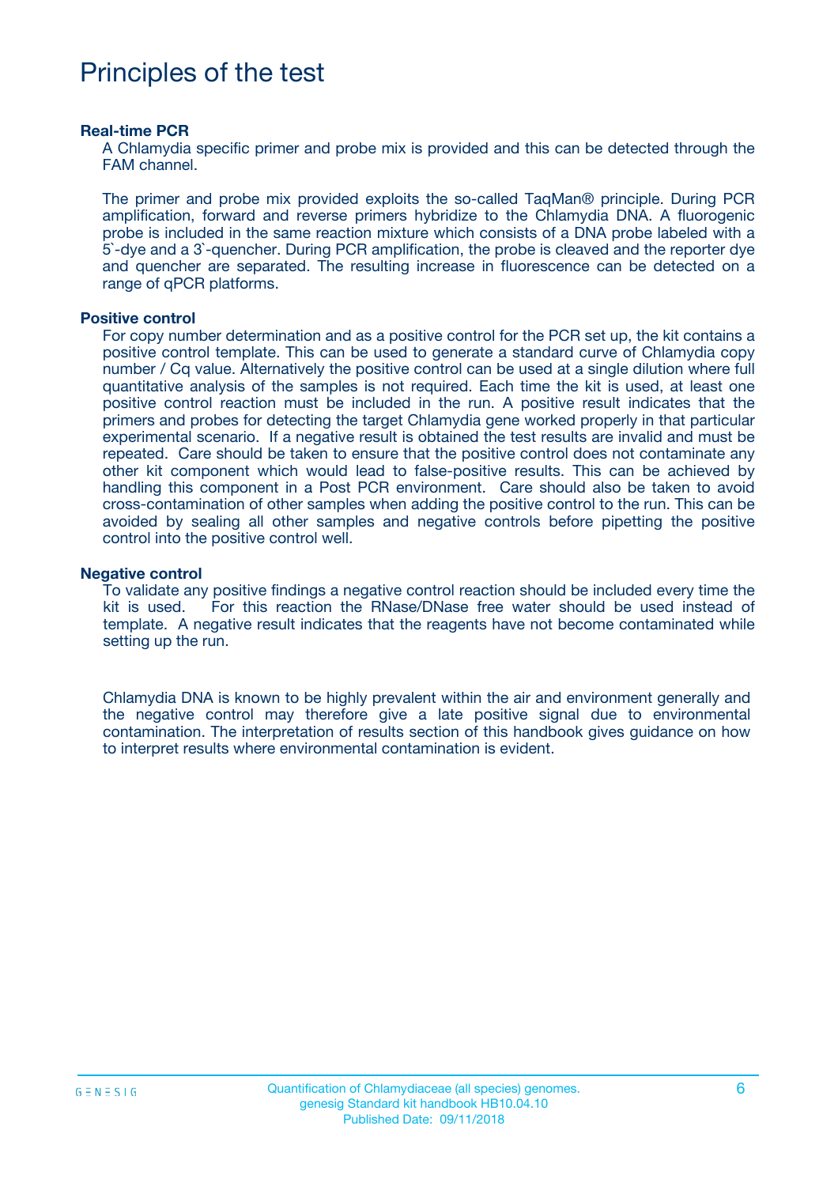# Principles of the test

### Real-time PCR

A Chlamydia specific primer and probe mix is provided and this can be detected through the FAM channel.

The primer and probe mix provided exploits the so-called TaqMan® principle. During PCR amplification, forward and reverse primers hybridize to the Chlamydia DNA. A fluorogenic probe is included in the same reaction mixture which consists of a DNA probe labeled with a 5`-dye and a 3`-quencher. During PCR amplification, the probe is cleaved and the reporter dye and quencher are separated. The resulting increase in fluorescence can be detected on a range of qPCR platforms.

### Positive control

For copy number determination and as a positive control for the PCR set up, the kit contains a positive control template. This can be used to generate a standard curve of Chlamydia copy number / Cq value. Alternatively the positive control can be used at a single dilution where full quantitative analysis of the samples is not required. Each time the kit is used, at least one positive control reaction must be included in the run. A positive result indicates that the primers and probes for detecting the target Chlamydia gene worked properly in that particular experimental scenario. If a negative result is obtained the test results are invalid and must be repeated. Care should be taken to ensure that the positive control does not contaminate any other kit component which would lead to false-positive results. This can be achieved by handling this component in a Post PCR environment. Care should also be taken to avoid cross-contamination of other samples when adding the positive control to the run. This can be avoided by sealing all other samples and negative controls before pipetting the positive control into the positive control well.

### Negative control

To validate any positive findings a negative control reaction should be included every time the kit is used. For this reaction the RNase/DNase free water should be used instead of template. A negative result indicates that the reagents have not become contaminated while setting up the run.

Chlamydia DNA is known to be highly prevalent within the air and environment generally and the negative control may therefore give a late positive signal due to environmental contamination. The interpretation of results section of this handbook gives guidance on how to interpret results where environmental contamination is evident.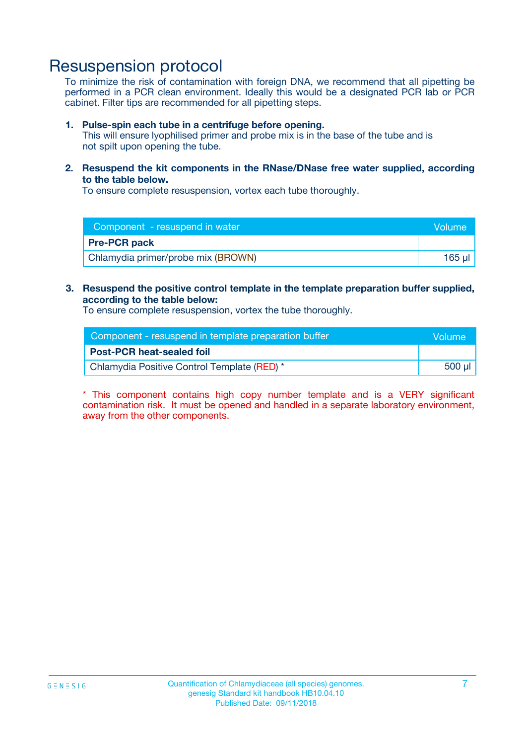# Resuspension protocol

To minimize the risk of contamination with foreign DNA, we recommend that all pipetting be performed in a PCR clean environment. Ideally this would be a designated PCR lab or PCR cabinet. Filter tips are recommended for all pipetting steps.

1. **Pulse-spin each tube in a centrifuge before opening.**
   This will ensure lyophilised primer and probe mix is in the base of the tube and is not spilt upon opening the tube.

2. **Resuspend the kit components in the RNase/DNase free water supplied, according to the table below.**
   To ensure complete resuspension, vortex each tube thoroughly.

| Component - resuspend in water | Volume |
|---|---|
| **Pre-PCR pack** | |
| Chlamydia primer/probe mix (BROWN) | 165 µl |

3. **Resuspend the positive control template in the template preparation buffer supplied, according to the table below:**
   To ensure complete resuspension, vortex the tube thoroughly.

| Component - resuspend in template preparation buffer | Volume |
|---|---|
| **Post-PCR heat-sealed foil** | |
| Chlamydia Positive Control Template (RED) * | 500 µl |

* This component contains high copy number template and is a VERY significant contamination risk. It must be opened and handled in a separate laboratory environment, away from the other components.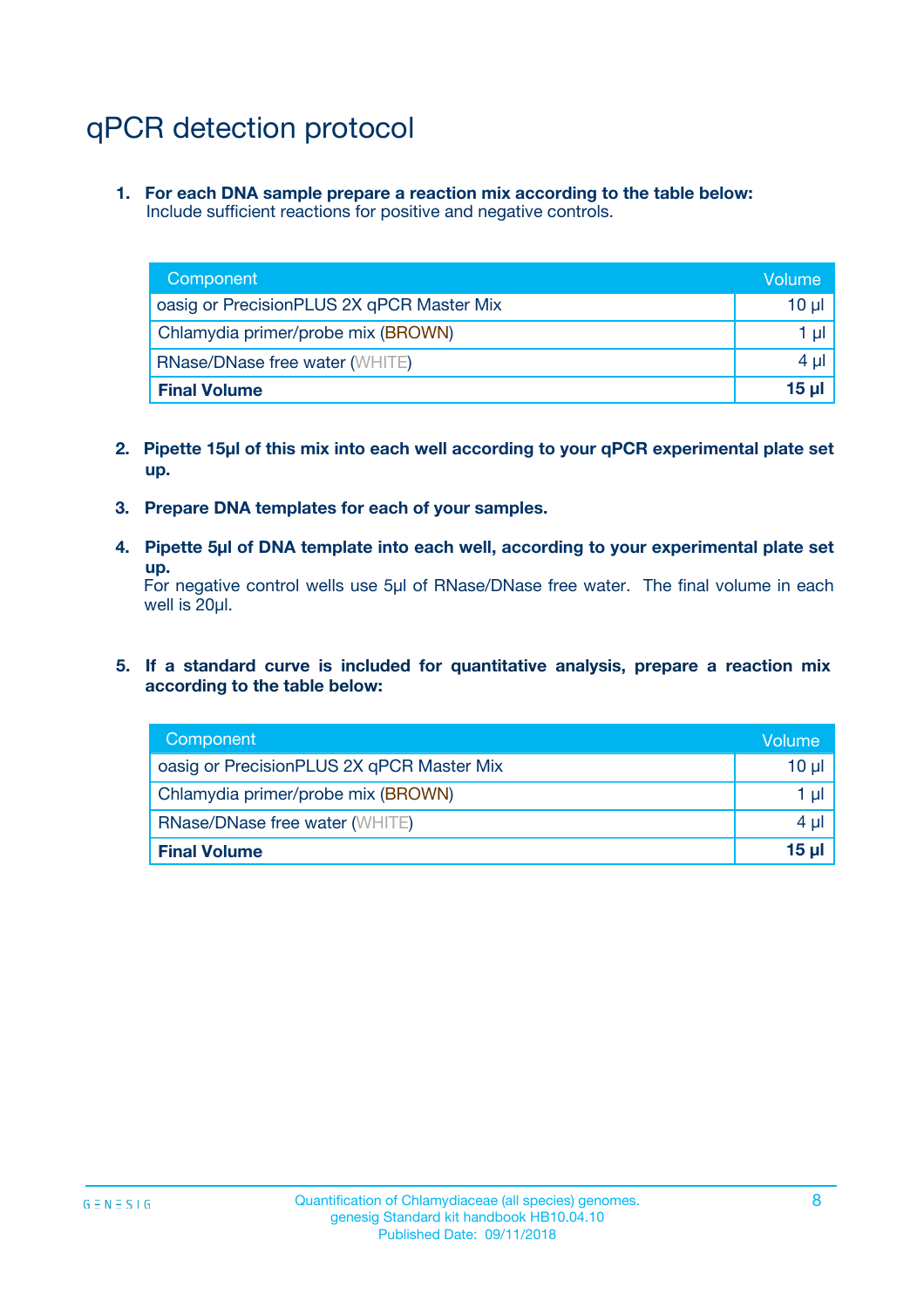# qPCR detection protocol

1. **For each DNA sample prepare a reaction mix according to the table below:**
   Include sufficient reactions for positive and negative controls.

| Component | Volume |
|---|---|
| oasig or PrecisionPLUS 2X qPCR Master Mix | 10 µl |
| Chlamydia primer/probe mix (BROWN) | 1 µl |
| RNase/DNase free water (WHITE) | 4 µl |
| **Final Volume** | **15 µl** |

2. **Pipette 15µl of this mix into each well according to your qPCR experimental plate set up.**

3. **Prepare DNA templates for each of your samples.**

4. **Pipette 5µl of DNA template into each well, according to your experimental plate set up.**
   For negative control wells use 5µl of RNase/DNase free water. The final volume in each well is 20µl.

5. **If a standard curve is included for quantitative analysis, prepare a reaction mix according to the table below:**

| Component | Volume |
|---|---|
| oasig or PrecisionPLUS 2X qPCR Master Mix | 10 µl |
| Chlamydia primer/probe mix (BROWN) | 1 µl |
| RNase/DNase free water (WHITE) | 4 µl |
| **Final Volume** | **15 µl** |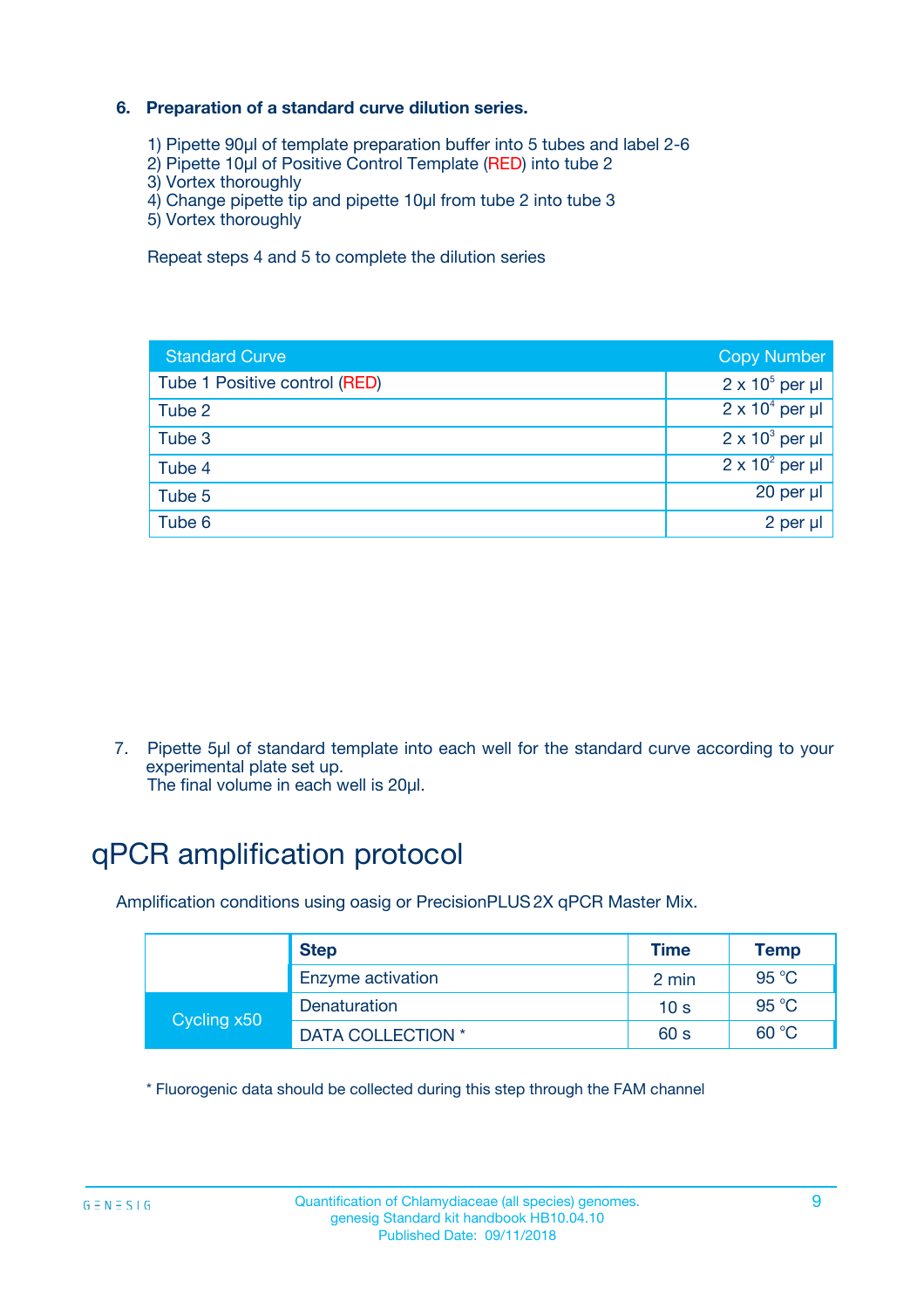6. **Preparation of a standard curve dilution series.**

   1) Pipette 90µl of template preparation buffer into 5 tubes and label 2-6
   2) Pipette 10µl of Positive Control Template (RED) into tube 2
   3) Vortex thoroughly
   4) Change pipette tip and pipette 10µl from tube 2 into tube 3
   5) Vortex thoroughly

   Repeat steps 4 and 5 to complete the dilution series

| Standard Curve | Copy Number |
|---|---|
| Tube 1 Positive control (RED) | $2 \times 10^5$ per µl |
| Tube 2 | $2 \times 10^4$ per µl |
| Tube 3 | $2 \times 10^3$ per µl |
| Tube 4 | $2 \times 10^2$ per µl |
| Tube 5 | 20 per µl |
| Tube 6 | 2 per µl |

7. Pipette 5µl of standard template into each well for the standard curve according to your experimental plate set up.
   The final volume in each well is 20µl.

# qPCR amplification protocol

Amplification conditions using oasig or PrecisionPLUS 2X qPCR Master Mix.

| | Step | Time | Temp |
|---|---|---|---|
| | Enzyme activation | 2 min | 95 °C |
| Cycling x50 | Denaturation | 10 s | 95 °C |
| | DATA COLLECTION * | 60 s | 60 °C |

* Fluorogenic data should be collected during this step through the FAM channel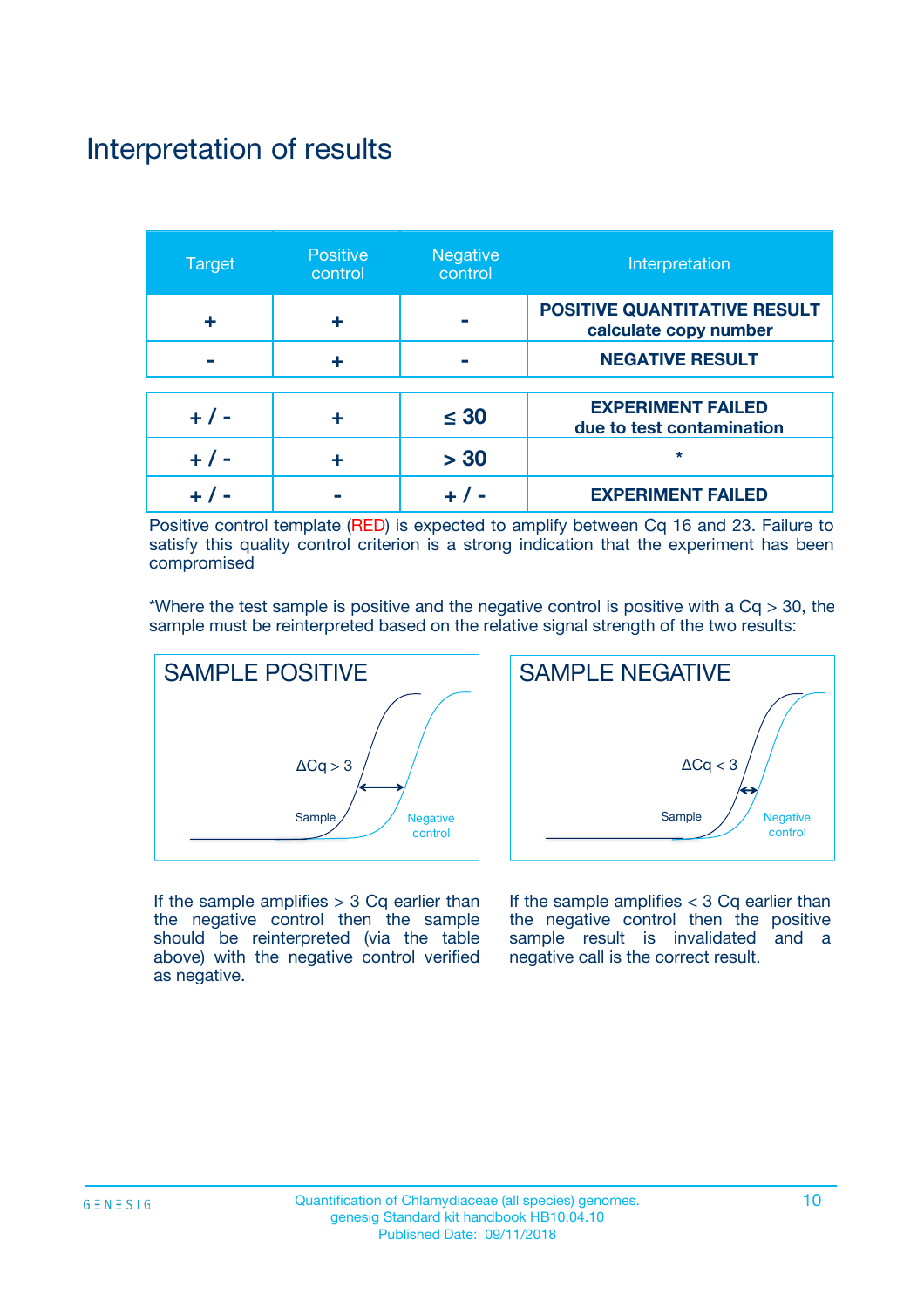# Interpretation of results

| Target | Positive control | Negative control | Interpretation |
|---|---|---|---|
| + | + | - | **POSITIVE QUANTITATIVE RESULT calculate copy number** |
| - | + | - | **NEGATIVE RESULT** |
| + / - | + | ≤ 30 | **EXPERIMENT FAILED due to test contamination** |
| + / - | + | > 30 | * |
| + / - | - | + / - | **EXPERIMENT FAILED** |

Positive control template (RED) is expected to amplify between Cq 16 and 23. Failure to satisfy this quality control criterion is a strong indication that the experiment has been compromised

*Where the test sample is positive and the negative control is positive with a Cq > 30, the sample must be reinterpreted based on the relative signal strength of the two results:

SAMPLE POSITIVE

ΔCq > 3

Sample

Negative control

If the sample amplifies > 3 Cq earlier than the negative control then the sample should be reinterpreted (via the table above) with the negative control verified as negative.

SAMPLE NEGATIVE

ΔCq < 3

Sample

Negative control

If the sample amplifies < 3 Cq earlier than the negative control then the positive sample result is invalidated and a negative call is the correct result.